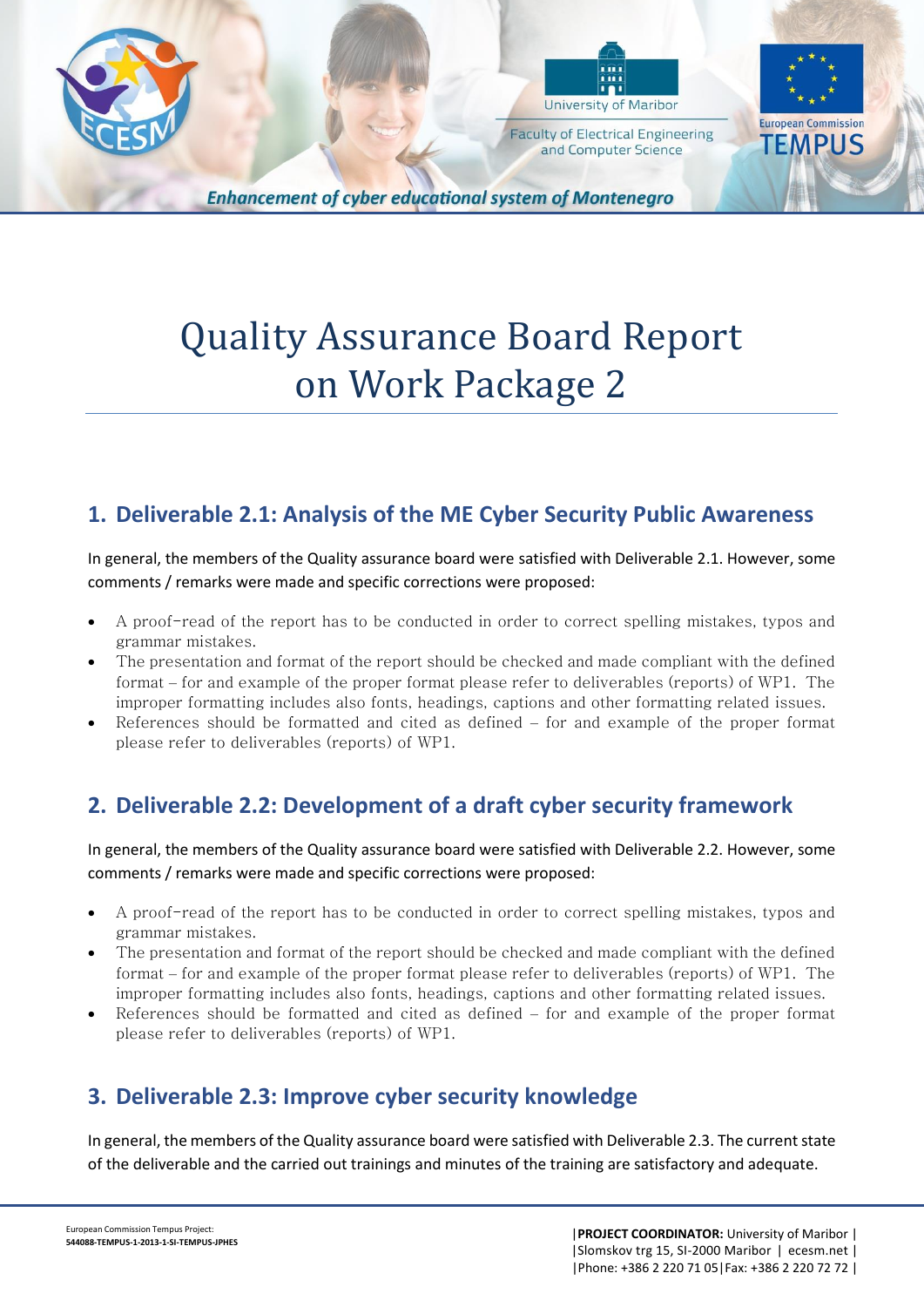# Quality Assurance Board Report on Work Package 2

## 1. Deliverable 2.1: Analysis of the ME Cyber Security Public Awareness

In general, the members of the Quality assurance board were satisfied with Deliverable 2.1. However, some comments / remarks were made and specific corrections were proposed:

- A proof-read of the report has to be conducted in order to correct spelling mistakes, typos and grammar mistakes.
- The presentation and format of the report should be checked and made compliant with the defined format – for and example of the proper format please refer to deliverables (reports) of WP1. The improper formatting includes also fonts, headings, captions and other formatting related issues.
- References should be formatted and cited as defined – for and example of the proper format please refer to deliverables (reports) of WP1.

## 2. Deliverable 2.2: Development of a draft cyber security framework

In general, the members of the Quality assurance board were satisfied with Deliverable 2.2. However, some comments / remarks were made and specific corrections were proposed:

- A proof-read of the report has to be conducted in order to correct spelling mistakes, typos and grammar mistakes.
- The presentation and format of the report should be checked and made compliant with the defined format – for and example of the proper format please refer to deliverables (reports) of WP1. The improper formatting includes also fonts, headings, captions and other formatting related issues.
- References should be formatted and cited as defined – for and example of the proper format please refer to deliverables (reports) of WP1.

## 3. Deliverable 2.3: Improve cyber security knowledge

In general, the members of the Quality assurance board were satisfied with Deliverable 2.3. The current state of the deliverable and the carried out trainings and minutes of the training are satisfactory and adequate.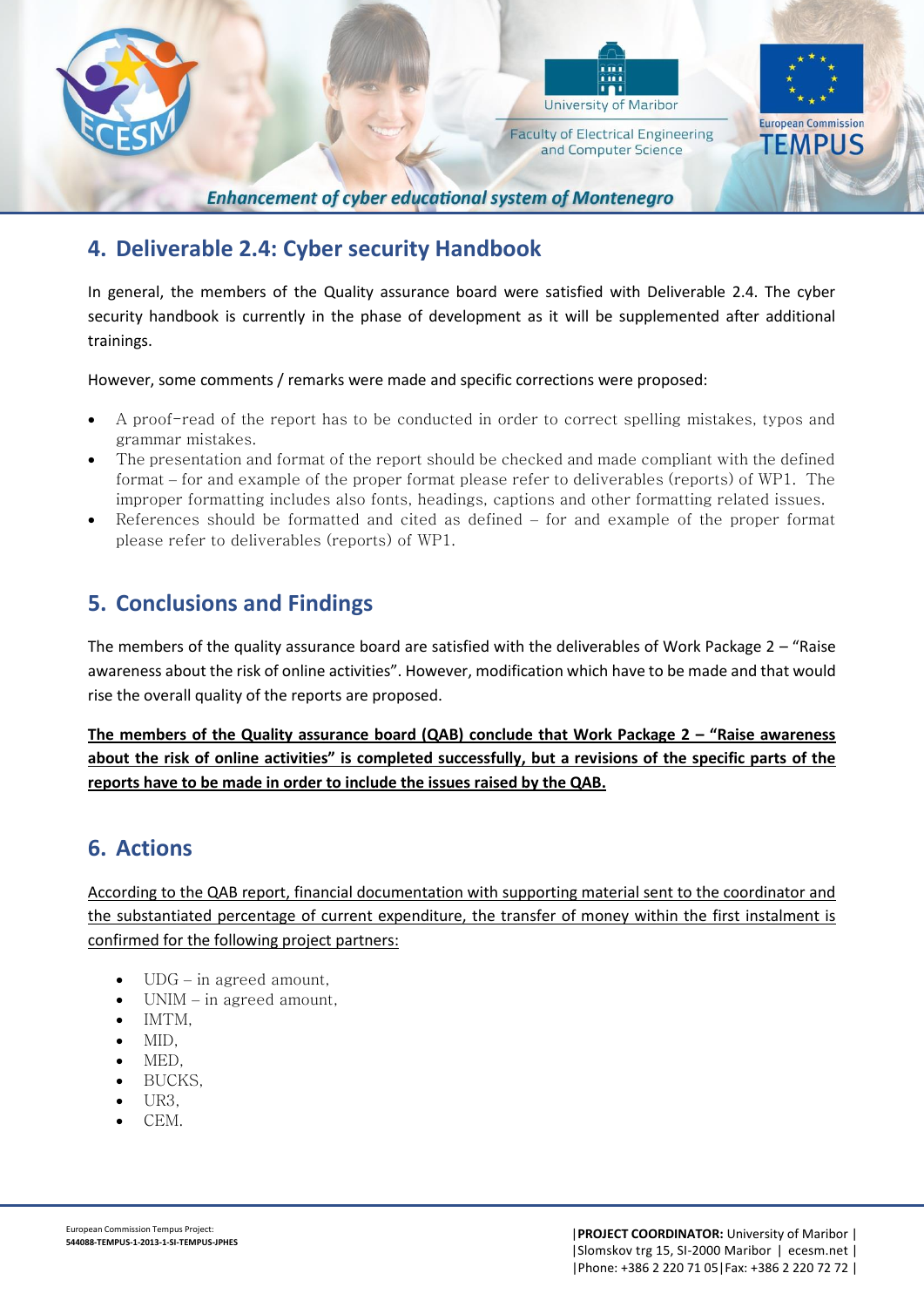## 4. Deliverable 2.4: Cyber security Handbook

In general, the members of the Quality assurance board were satisfied with Deliverable 2.4. The cyber security handbook is currently in the phase of development as it will be supplemented after additional trainings.

However, some comments / remarks were made and specific corrections were proposed:

- A proof-read of the report has to be conducted in order to correct spelling mistakes, typos and grammar mistakes.
- The presentation and format of the report should be checked and made compliant with the defined format – for and example of the proper format please refer to deliverables (reports) of WP1. The improper formatting includes also fonts, headings, captions and other formatting related issues.
- References should be formatted and cited as defined – for and example of the proper format please refer to deliverables (reports) of WP1.

## 5. Conclusions and Findings

The members of the quality assurance board are satisfied with the deliverables of Work Package 2 – "Raise awareness about the risk of online activities". However, modification which have to be made and that would rise the overall quality of the reports are proposed.

**The members of the Quality assurance board (QAB) conclude that Work Package 2 – "Raise awareness about the risk of online activities" is completed successfully, but a revisions of the specific parts of the reports have to be made in order to include the issues raised by the QAB.**

## 6. Actions

According to the QAB report, financial documentation with supporting material sent to the coordinator and the substantiated percentage of current expenditure, the transfer of money within the first instalment is confirmed for the following project partners:

- UDG – in agreed amount,
- UNIM – in agreed amount,
- IMTM,
- MID,
- MED,
- BUCKS,
- UR3,
- CEM.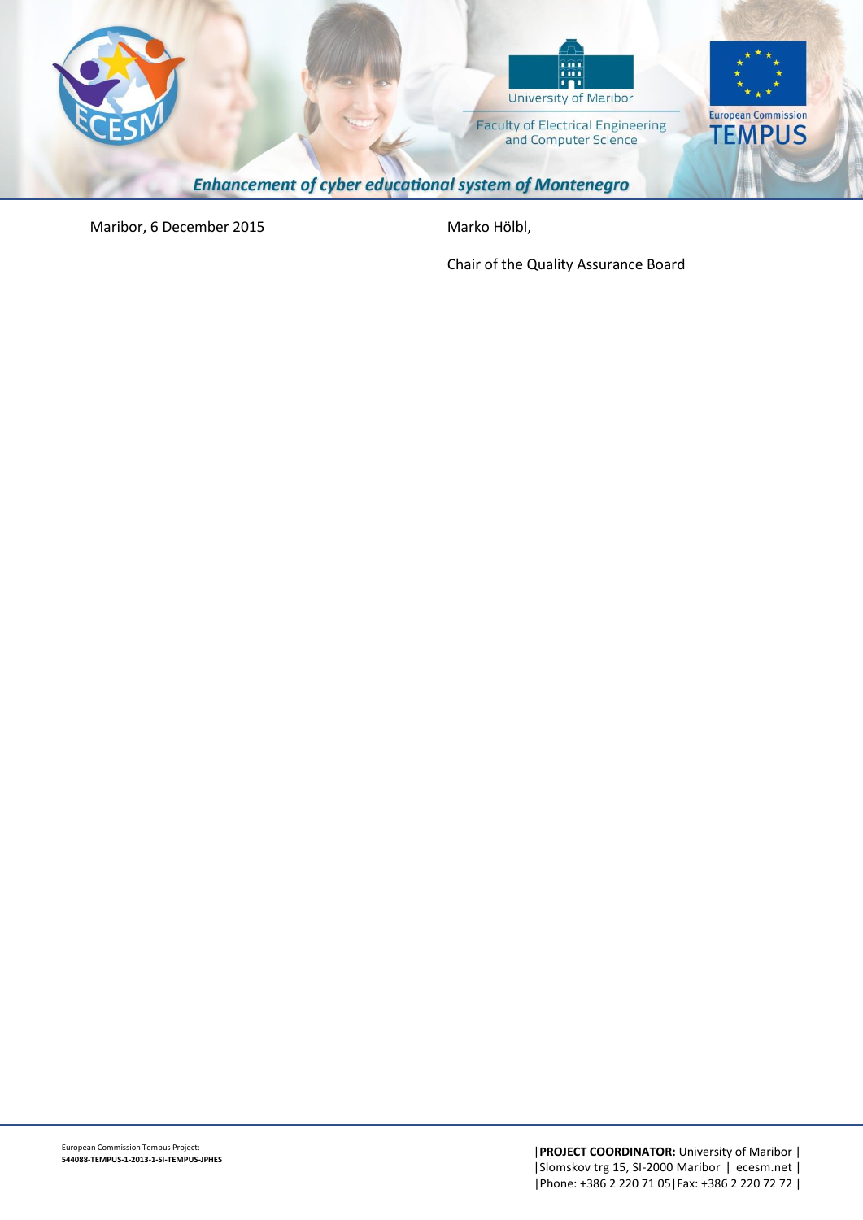Maribor, 6 December 2015

Marko Hölbl,

Chair of the Quality Assurance Board